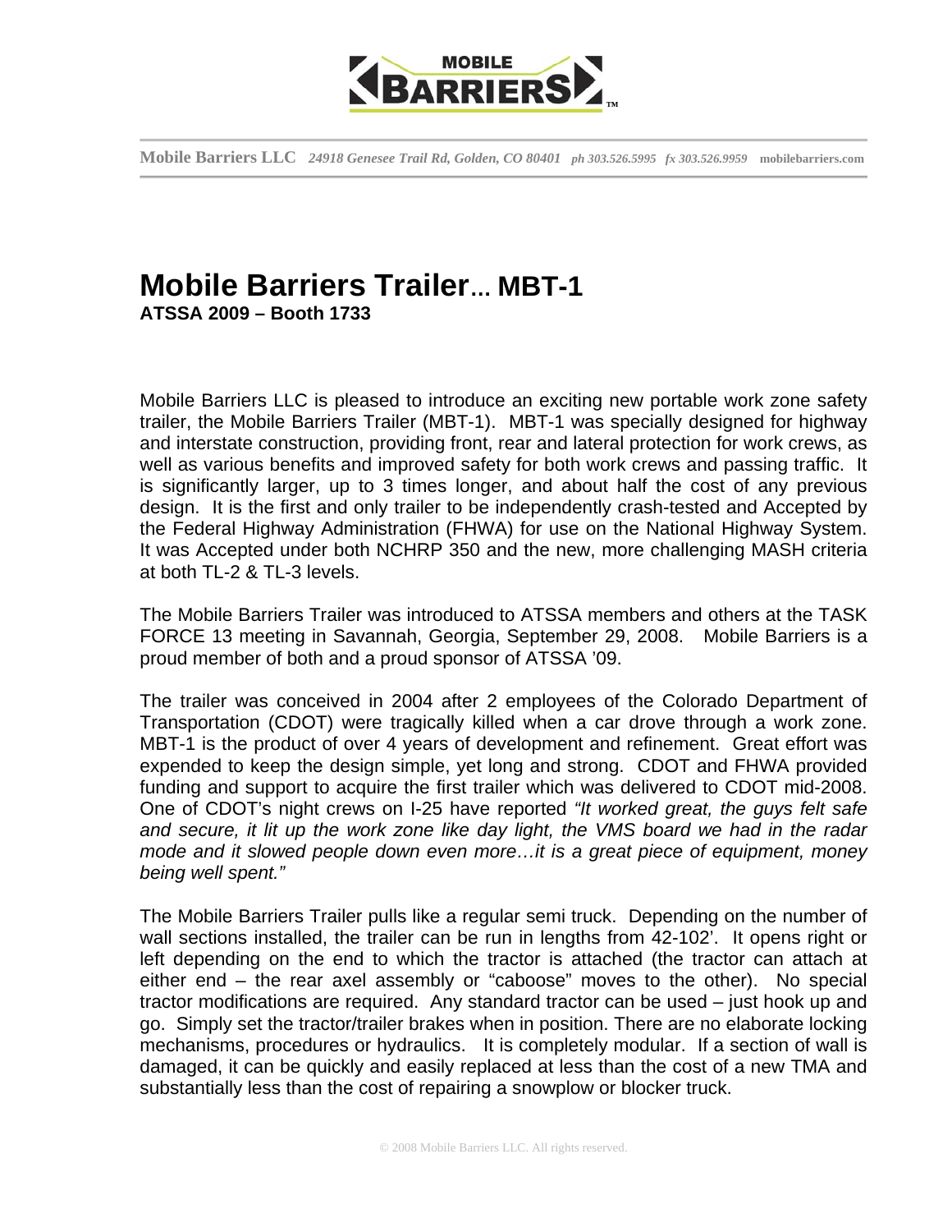Mobile Barriers LLC *24918 Genesee Trail Rd, Golden, CO 80401* *ph 303.526.5995* *fx 303.526.9959* mobilebarriers.com

# Mobile Barriers Trailer... MBT-1

**ATSSA 2009 – Booth 1733**

Mobile Barriers LLC is pleased to introduce an exciting new portable work zone safety trailer, the Mobile Barriers Trailer (MBT-1). MBT-1 was specially designed for highway and interstate construction, providing front, rear and lateral protection for work crews, as well as various benefits and improved safety for both work crews and passing traffic. It is significantly larger, up to 3 times longer, and about half the cost of any previous design. It is the first and only trailer to be independently crash-tested and Accepted by the Federal Highway Administration (FHWA) for use on the National Highway System. It was Accepted under both NCHRP 350 and the new, more challenging MASH criteria at both TL-2 & TL-3 levels.

The Mobile Barriers Trailer was introduced to ATSSA members and others at the TASK FORCE 13 meeting in Savannah, Georgia, September 29, 2008. Mobile Barriers is a proud member of both and a proud sponsor of ATSSA '09.

The trailer was conceived in 2004 after 2 employees of the Colorado Department of Transportation (CDOT) were tragically killed when a car drove through a work zone. MBT-1 is the product of over 4 years of development and refinement. Great effort was expended to keep the design simple, yet long and strong. CDOT and FHWA provided funding and support to acquire the first trailer which was delivered to CDOT mid-2008. One of CDOT's night crews on I-25 have reported *"It worked great, the guys felt safe and secure, it lit up the work zone like day light, the VMS board we had in the radar mode and it slowed people down even more…it is a great piece of equipment, money being well spent."*

The Mobile Barriers Trailer pulls like a regular semi truck. Depending on the number of wall sections installed, the trailer can be run in lengths from 42-102'. It opens right or left depending on the end to which the tractor is attached (the tractor can attach at either end – the rear axel assembly or "caboose" moves to the other). No special tractor modifications are required. Any standard tractor can be used – just hook up and go. Simply set the tractor/trailer brakes when in position. There are no elaborate locking mechanisms, procedures or hydraulics. It is completely modular. If a section of wall is damaged, it can be quickly and easily replaced at less than the cost of a new TMA and substantially less than the cost of repairing a snowplow or blocker truck.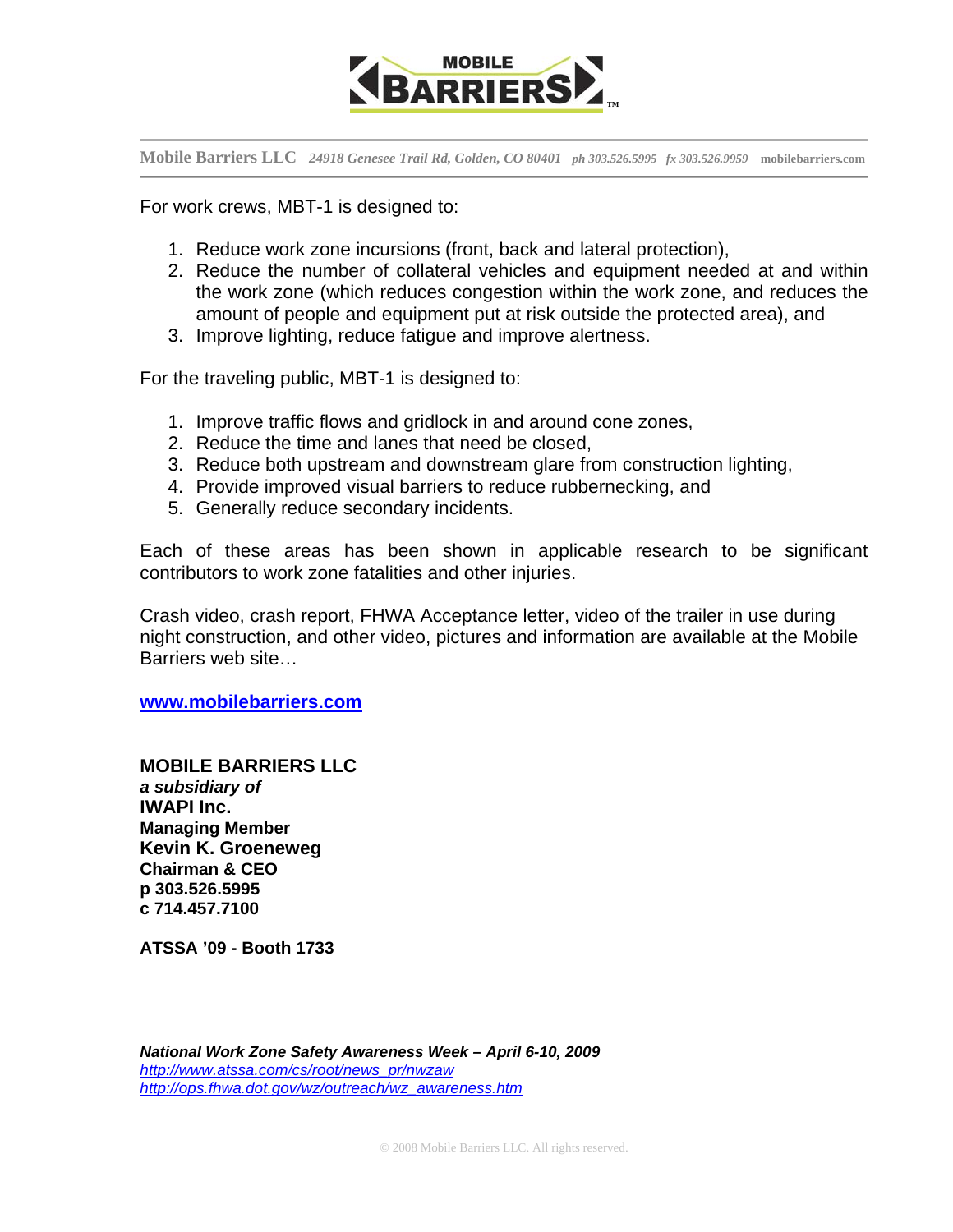For work crews, MBT-1 is designed to:

1. Reduce work zone incursions (front, back and lateral protection),
2. Reduce the number of collateral vehicles and equipment needed at and within the work zone (which reduces congestion within the work zone, and reduces the amount of people and equipment put at risk outside the protected area), and
3. Improve lighting, reduce fatigue and improve alertness.

For the traveling public, MBT-1 is designed to:

1. Improve traffic flows and gridlock in and around cone zones,
2. Reduce the time and lanes that need be closed,
3. Reduce both upstream and downstream glare from construction lighting,
4. Provide improved visual barriers to reduce rubbernecking, and
5. Generally reduce secondary incidents.

Each of these areas has been shown in applicable research to be significant contributors to work zone fatalities and other injuries.

Crash video, crash report, FHWA Acceptance letter, video of the trailer in use during night construction, and other video, pictures and information are available at the Mobile Barriers web site…

**www.mobilebarriers.com**

**MOBILE BARRIERS LLC**
***a subsidiary of***
**IWAPI Inc.**
**Managing Member**
**Kevin K. Groeneweg**
**Chairman & CEO**
**p 303.526.5995**
**c 714.457.7100**

**ATSSA '09 - Booth 1733**

***National Work Zone Safety Awareness Week – April 6-10, 2009***
*http://www.atssa.com/cs/root/news_pr/nwzaw*
*http://ops.fhwa.dot.gov/wz/outreach/wz_awareness.htm*

© 2008 Mobile Barriers LLC. All rights reserved.